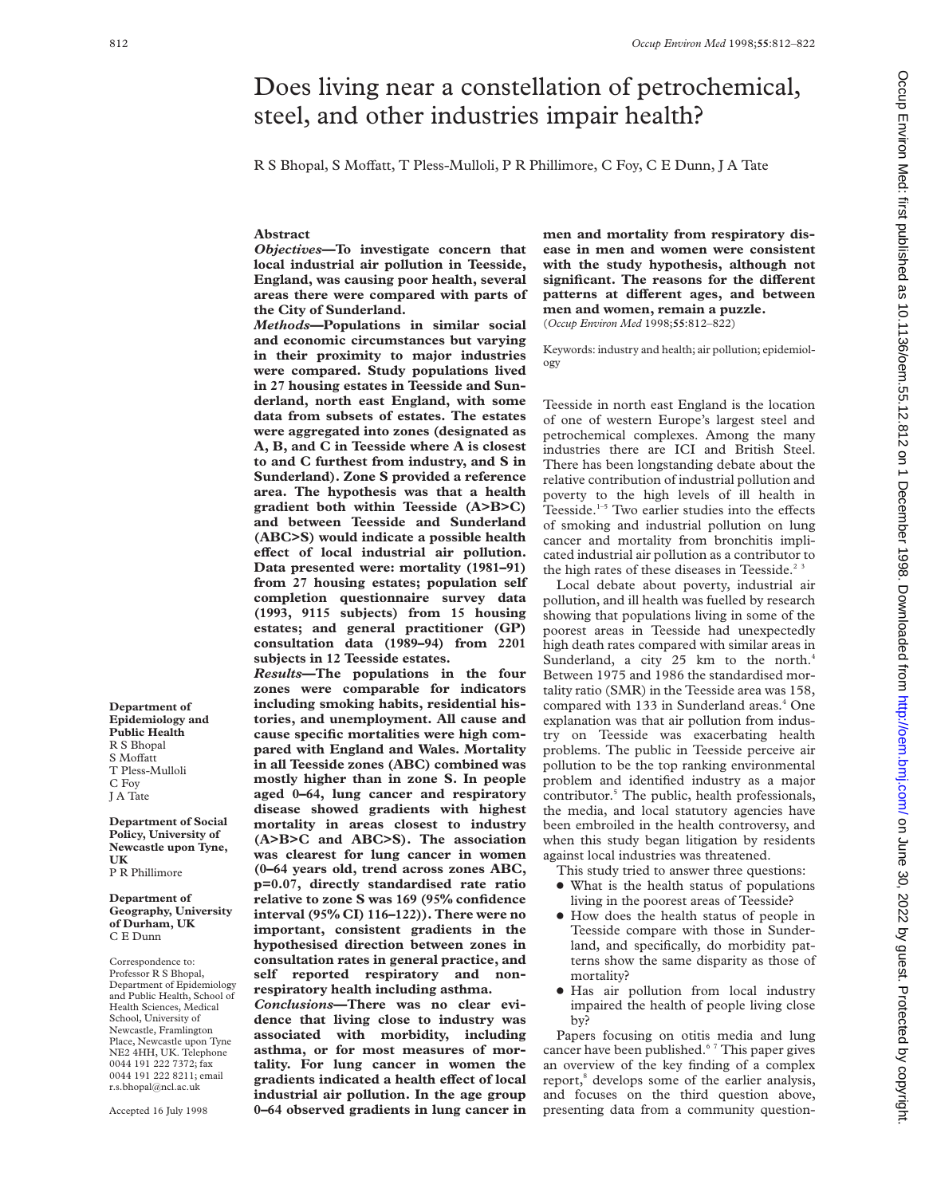# Does living near a constellation of petrochemical, steel, and other industries impair health?

R S Bhopal, S Moffatt, T Pless-Mulloli, P R Phillimore, C Foy, C E Dunn, J A Tate

Department of Epidemiology and Public Health
R S Bhopal
S Moffatt
T Pless-Mulloli
C Foy
J A Tate

Department of Social Policy, University of Newcastle upon Tyne, UK
P R Phillimore

Department of Geography, University of Durham, UK
C E Dunn

Correspondence to: Professor R S Bhopal, Department of Epidemiology and Public Health, School of Health Sciences, Medical School, University of Newcastle, Framlington Place, Newcastle upon Tyne NE2 4HH, UK. Telephone 0044 191 222 7372; fax 0044 191 222 8211; email r.s.bhopal@ncl.ac.uk

Accepted 16 July 1998

## Abstract

***Objectives*—To investigate concern that local industrial air pollution in Teesside, England, was causing poor health, several areas there were compared with parts of the City of Sunderland.**

***Methods*—Populations in similar social and economic circumstances but varying in their proximity to major industries were compared. Study populations lived in 27 housing estates in Teesside and Sunderland, north east England, with some data from subsets of estates. The estates were aggregated into zones (designated as A, B, and C in Teesside where A is closest to and C furthest from industry, and S in Sunderland). Zone S provided a reference area. The hypothesis was that a health gradient both within Teesside (A>B>C) and between Teesside and Sunderland (ABC>S) would indicate a possible health effect of local industrial air pollution. Data presented were: mortality (1981–91) from 27 housing estates; population self completion questionnaire survey data (1993, 9115 subjects) from 15 housing estates; and general practitioner (GP) consultation data (1989–94) from 2201 subjects in 12 Teesside estates.**

***Results*—The populations in the four zones were comparable for indicators including smoking habits, residential histories, and unemployment. All cause and cause specific mortalities were high compared with England and Wales. Mortality in all Teesside zones (ABC) combined was mostly higher than in zone S. In people aged 0–64, lung cancer and respiratory disease showed gradients with highest mortality in areas closest to industry (A>B>C and ABC>S). The association was clearest for lung cancer in women (0–64 years old, trend across zones ABC, p=0.07, directly standardised rate ratio relative to zone S was 169 (95% confidence interval (95% CI) 116–122)). There were no important, consistent gradients in the hypothesised direction between zones in consultation rates in general practice, and self reported respiratory and non-respiratory health including asthma.**

***Conclusions*—There was no clear evidence that living close to industry was associated with morbidity, including asthma, or for most measures of mortality. For lung cancer in women the gradients indicated a health effect of local industrial air pollution. In the age group 0–64 observed gradients in lung cancer in men and mortality from respiratory disease in men and women were consistent with the study hypothesis, although not significant. The reasons for the different patterns at different ages, and between men and women, remain a puzzle.**

(*Occup Environ Med* 1998;**55**:812–822)

Keywords: industry and health; air pollution; epidemiology

Teesside in north east England is the location of one of western Europe's largest steel and petrochemical complexes. Among the many industries there are ICI and British Steel. There has been longstanding debate about the relative contribution of industrial pollution and poverty to the high levels of ill health in Teesside.[1–5] Two earlier studies into the effects of smoking and industrial pollution on lung cancer and mortality from bronchitis implicated industrial air pollution as a contributor to the high rates of these diseases in Teesside.[2 3]

Local debate about poverty, industrial air pollution, and ill health was fuelled by research showing that populations living in some of the poorest areas in Teesside had unexpectedly high death rates compared with similar areas in Sunderland, a city 25 km to the north.[4] Between 1975 and 1986 the standardised mortality ratio (SMR) in the Teesside area was 158, compared with 133 in Sunderland areas.[4] One explanation was that air pollution from industry on Teesside was exacerbating health problems. The public in Teesside perceive air pollution to be the top ranking environmental problem and identified industry as a major contributor.[5] The public, health professionals, the media, and local statutory agencies have been embroiled in the health controversy, and when this study began litigation by residents against local industries was threatened.

This study tried to answer three questions:

- What is the health status of populations living in the poorest areas of Teesside?
- How does the health status of people in Teesside compare with those in Sunderland, and specifically, do morbidity patterns show the same disparity as those of mortality?
- Has air pollution from local industry impaired the health of people living close by?

Papers focusing on otitis media and lung cancer have been published.[6 7] This paper gives an overview of the key finding of a complex report,[8] develops some of the earlier analysis, and focuses on the third question above, presenting data from a community question-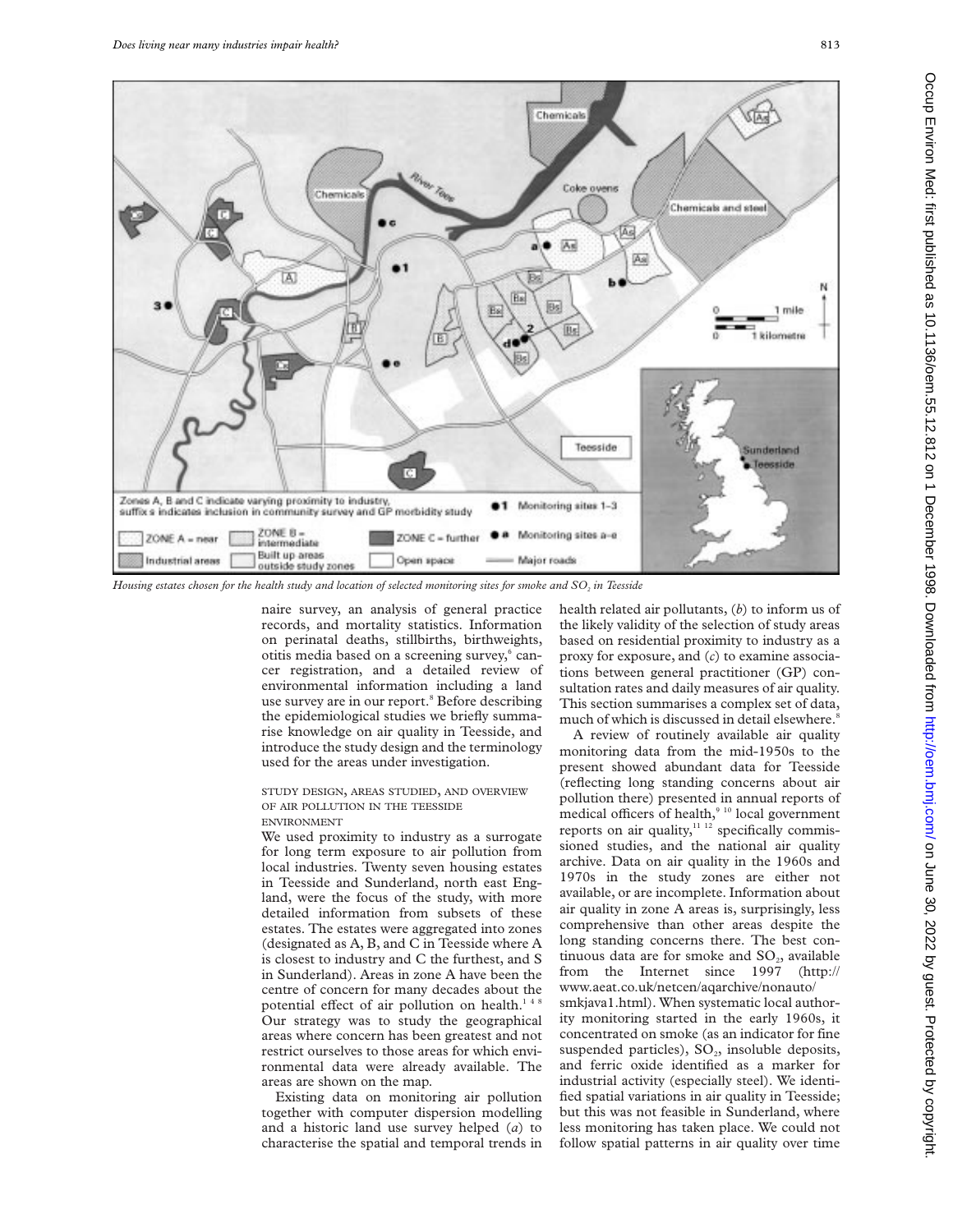Housing estates chosen for the health study and location of selected monitoring sites for smoke and $SO_2$ in Teesside

naire survey, an analysis of general practice records, and mortality statistics. Information on perinatal deaths, stillbirths, birthweights, otitis media based on a screening survey,[6] cancer registration, and a detailed review of environmental information including a land use survey are in our report.[8] Before describing the epidemiological studies we briefly summarise knowledge on air quality in Teesside, and introduce the study design and the terminology used for the areas under investigation.

### STUDY DESIGN, AREAS STUDIED, AND OVERVIEW OF AIR POLLUTION IN THE TEESSIDE ENVIRONMENT

We used proximity to industry as a surrogate for long term exposure to air pollution from local industries. Twenty seven housing estates in Teesside and Sunderland, north east England, were the focus of the study, with more detailed information from subsets of these estates. The estates were aggregated into zones (designated as A, B, and C in Teesside where A is closest to industry and C the furthest, and S in Sunderland). Areas in zone A have been the centre of concern for many decades about the potential effect of air pollution on health.[1 4 8] Our strategy was to study the geographical areas where concern has been greatest and not restrict ourselves to those areas for which environmental data were already available. The areas are shown on the map.

Existing data on monitoring air pollution together with computer dispersion modelling and a historic land use survey helped (*a*) to characterise the spatial and temporal trends in health related air pollutants, (*b*) to inform us of the likely validity of the selection of study areas based on residential proximity to industry as a proxy for exposure, and (*c*) to examine associations between general practitioner (GP) consultation rates and daily measures of air quality. This section summarises a complex set of data, much of which is discussed in detail elsewhere.[8]

A review of routinely available air quality monitoring data from the mid-1950s to the present showed abundant data for Teesside (reflecting long standing concerns about air pollution there) presented in annual reports of medical officers of health,[9 10] local government reports on air quality,[11 12] specifically commissioned studies, and the national air quality archive. Data on air quality in the 1960s and 1970s in the study zones are either not available, or are incomplete. Information about air quality in zone A areas is, surprisingly, less comprehensive than other areas despite the long standing concerns there. The best continuous data are for smoke and $SO_2$, available from the Internet since 1997 (http://www.aeat.co.uk/netcen/aqarchive/nonauto/smkjava1.html). When systematic local authority monitoring started in the early 1960s, it concentrated on smoke (as an indicator for fine suspended particles), $SO_2$, insoluble deposits, and ferric oxide identified as a marker for industrial activity (especially steel). We identified spatial variations in air quality in Teesside; but this was not feasible in Sunderland, where less monitoring has taken place. We could not follow spatial patterns in air quality over time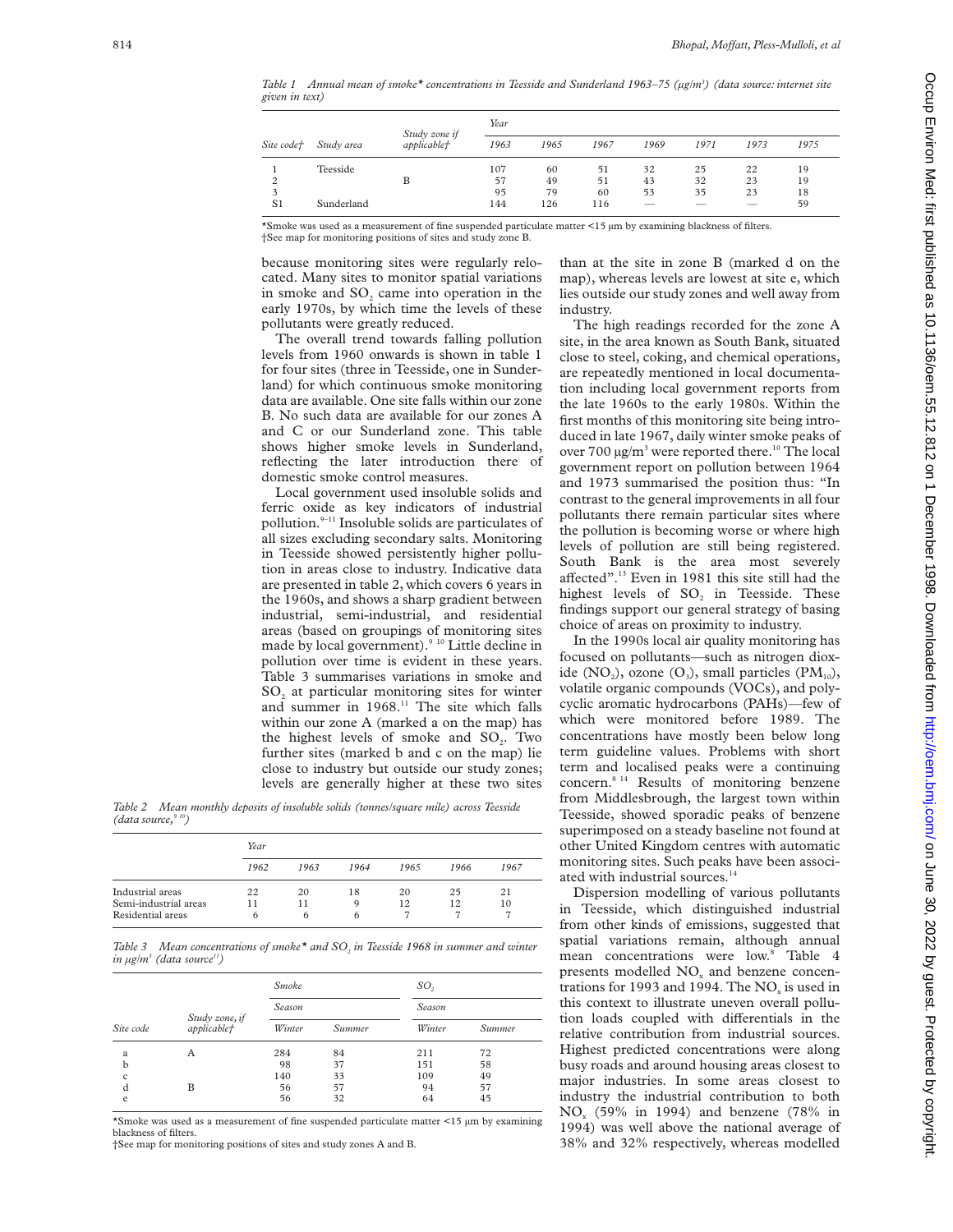Table 1 *Annual mean of smoke* concentrations in Teesside and Sunderland 1963–75 (μg/m³) (data source: internet site given in text)*

| Site code† | Study area | Study zone if applicable† | Year | | | | | | |
|---|---|---|---|---|---|---|---|---|---|
| | | | 1963 | 1965 | 1967 | 1969 | 1971 | 1973 | 1975 |
| 1 | Teesside | | 107 | 60 | 51 | 32 | 25 | 22 | 19 |
| 2 | | B | 57 | 49 | 51 | 43 | 32 | 23 | 19 |
| 3 | | | 95 | 79 | 60 | 53 | 35 | 23 | 18 |
| S1 | Sunderland | | 144 | 126 | 116 | — | — | — | 59 |

*Smoke was used as a measurement of fine suspended particulate matter <15 μm by examining blackness of filters.
†See map for monitoring positions of sites and study zone B.

because monitoring sites were regularly relocated. Many sites to monitor spatial variations in smoke and $SO_2$ came into operation in the early 1970s, by which time the levels of these pollutants were greatly reduced.

The overall trend towards falling pollution levels from 1960 onwards is shown in table 1 for four sites (three in Teesside, one in Sunderland) for which continuous smoke monitoring data are available. One site falls within our zone B. No such data are available for our zones A and C or our Sunderland zone. This table shows higher smoke levels in Sunderland, reflecting the later introduction there of domestic smoke control measures.

Local government used insoluble solids and ferric oxide as key indicators of industrial pollution.[9–11] Insoluble solids are particulates of all sizes excluding secondary salts. Monitoring in Teesside showed persistently higher pollution in areas close to industry. Indicative data are presented in table 2, which covers 6 years in the 1960s, and shows a sharp gradient between industrial, semi-industrial, and residential areas (based on groupings of monitoring sites made by local government).[9,10] Little decline in pollution over time is evident in these years. Table 3 summarises variations in smoke and $SO_2$ at particular monitoring sites for winter and summer in 1968.[11] The site which falls within our zone A (marked a on the map) has the highest levels of smoke and $SO_2$. Two further sites (marked b and c on the map) lie close to industry but outside our study zones; levels are generally higher at these two sites than at the site in zone B (marked d on the map), whereas levels are lowest at site e, which lies outside our study zones and well away from industry.

Table 2 *Mean monthly deposits of insoluble solids (tonnes/square mile) across Teesside (data source,[9,10])*

| | Year | | | | | |
|---|---|---|---|---|---|---|
| | 1962 | 1963 | 1964 | 1965 | 1966 | 1967 |
| Industrial areas | 22 | 20 | 18 | 20 | 25 | 21 |
| Semi-industrial areas | 11 | 11 | 9 | 12 | 12 | 10 |
| Residential areas | 6 | 6 | 6 | 7 | 7 | 7 |

Table 3 *Mean concentrations of smoke* and $SO_2$ in Teesside 1968 in summer and winter in μg/m³ (data source[11])*

| Site code | Study zone, if applicable† | Smoke | | $SO_2$ | |
|---|---|---|---|---|---|
| | | Season | | Season | |
| | | Winter | Summer | Winter | Summer |
| a | A | 284 | 84 | 211 | 72 |
| b | | 98 | 37 | 151 | 58 |
| c | | 140 | 33 | 109 | 49 |
| d | B | 56 | 57 | 94 | 57 |
| e | | 56 | 32 | 64 | 45 |

*Smoke was used as a measurement of fine suspended particulate matter <15 μm by examining blackness of filters.
†See map for monitoring positions of sites and study zones A and B.

The high readings recorded for the zone A site, in the area known as South Bank, situated close to steel, coking, and chemical operations, are repeatedly mentioned in local documentation including local government reports from the late 1960s to the early 1980s. Within the first months of this monitoring site being introduced in late 1967, daily winter smoke peaks of over 700 μg/m³ were reported there.[10] The local government report on pollution between 1964 and 1973 summarised the position thus: "In contrast to the general improvements in all four pollutants there remain particular sites where the pollution is becoming worse or where high levels of pollution are still being registered. South Bank is the area most severely affected".[13] Even in 1981 this site still had the highest levels of $SO_2$ in Teesside. These findings support our general strategy of basing choice of areas on proximity to industry.

In the 1990s local air quality monitoring has focused on pollutants—such as nitrogen dioxide ($NO_2$), ozone ($O_3$), small particles ($PM_{10}$), volatile organic compounds (VOCs), and polycyclic aromatic hydrocarbons (PAHs)—few of which were monitored before 1989. The concentrations have mostly been below long term guideline values. Problems with short term and localised peaks were a continuing concern.[8,14] Results of monitoring benzene from Middlesbrough, the largest town within Teesside, showed sporadic peaks of benzene superimposed on a steady baseline not found at other United Kingdom centres with automatic monitoring sites. Such peaks have been associated with industrial sources.[14]

Dispersion modelling of various pollutants in Teesside, which distinguished industrial from other kinds of emissions, suggested that spatial variations remain, although annual mean concentrations were low.[8] Table 4 presents modelled $NO_x$ and benzene concentrations for 1993 and 1994. The $NO_x$ is used in this context to illustrate uneven overall pollution loads coupled with differentials in the relative contribution from industrial sources. Highest predicted concentrations were along busy roads and around housing areas closest to major industries. In some areas closest to industry the industrial contribution to both $NO_x$ (59% in 1994) and benzene (78% in 1994) was well above the national average of 38% and 32% respectively, whereas modelled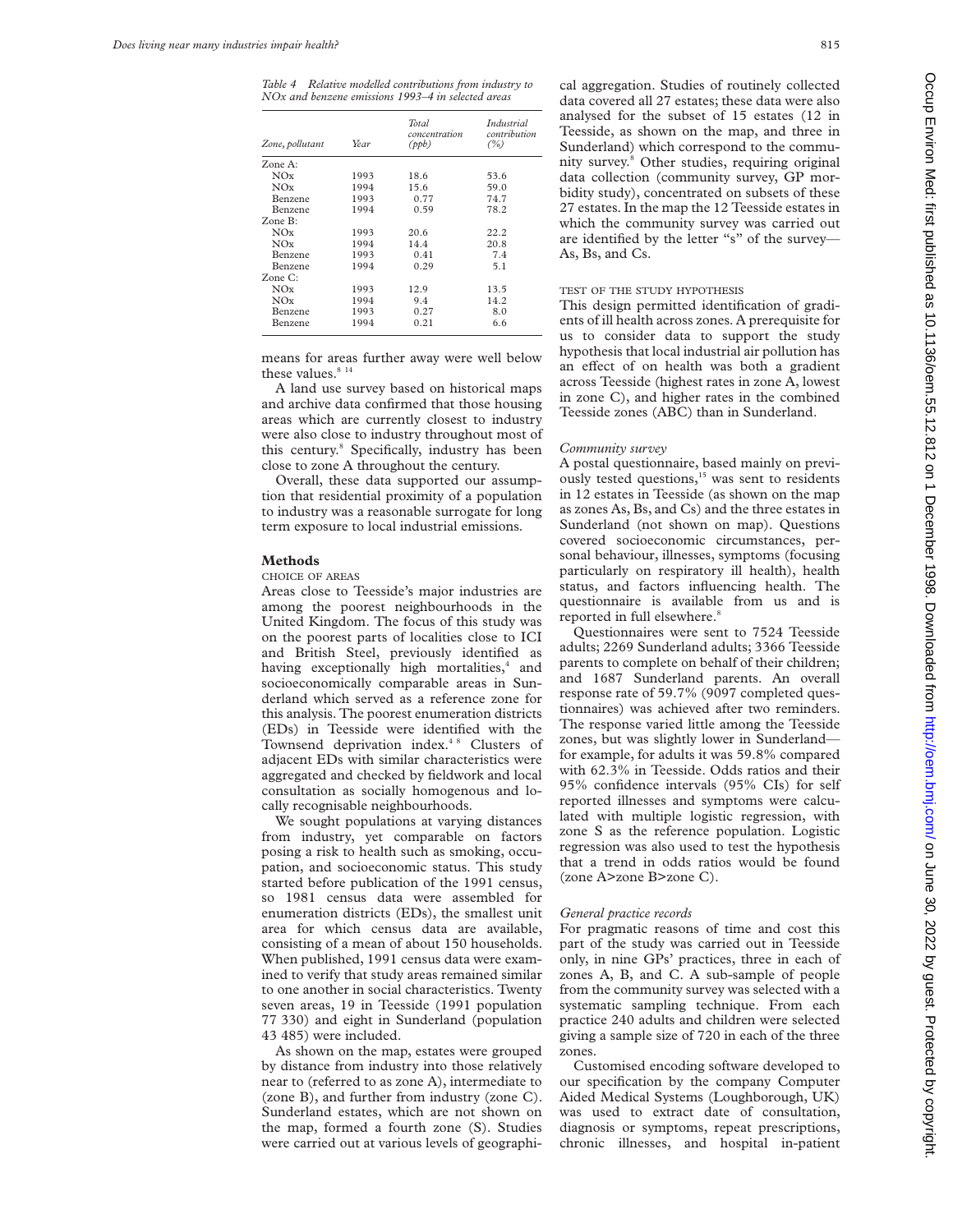*Table 4 Relative modelled contributions from industry to NOx and benzene emissions 1993–4 in selected areas*

| Zone, pollutant | Year | Total concentration (ppb) | Industrial contribution (%) |
|---|---|---|---|
| Zone A: | | | |
| NOx | 1993 | 18.6 | 53.6 |
| NOx | 1994 | 15.6 | 59.0 |
| Benzene | 1993 | 0.77 | 74.7 |
| Benzene | 1994 | 0.59 | 78.2 |
| Zone B: | | | |
| NOx | 1993 | 20.6 | 22.2 |
| NOx | 1994 | 14.4 | 20.8 |
| Benzene | 1993 | 0.41 | 7.4 |
| Benzene | 1994 | 0.29 | 5.1 |
| Zone C: | | | |
| NOx | 1993 | 12.9 | 13.5 |
| NOx | 1994 | 9.4 | 14.2 |
| Benzene | 1993 | 0.27 | 8.0 |
| Benzene | 1994 | 0.21 | 6.6 |

means for areas further away were well below these values.[8 14]

A land use survey based on historical maps and archive data confirmed that those housing areas which are currently closest to industry were also close to industry throughout most of this century.[8] Specifically, industry has been close to zone A throughout the century.

Overall, these data supported our assumption that residential proximity of a population to industry was a reasonable surrogate for long term exposure to local industrial emissions.

## Methods

### CHOICE OF AREAS

Areas close to Teesside's major industries are among the poorest neighbourhoods in the United Kingdom. The focus of this study was on the poorest parts of localities close to ICI and British Steel, previously identified as having exceptionally high mortalities,[4] and socioeconomically comparable areas in Sunderland which served as a reference zone for this analysis. The poorest enumeration districts (EDs) in Teesside were identified with the Townsend deprivation index.[4 8] Clusters of adjacent EDs with similar characteristics were aggregated and checked by fieldwork and local consultation as socially homogenous and locally recognisable neighbourhoods.

We sought populations at varying distances from industry, yet comparable on factors posing a risk to health such as smoking, occupation, and socioeconomic status. This study started before publication of the 1991 census, so 1981 census data were assembled for enumeration districts (EDs), the smallest unit area for which census data are available, consisting of a mean of about 150 households. When published, 1991 census data were examined to verify that study areas remained similar to one another in social characteristics. Twenty seven areas, 19 in Teesside (1991 population 77 330) and eight in Sunderland (population 43 485) were included.

As shown on the map, estates were grouped by distance from industry into those relatively near to (referred to as zone A), intermediate to (zone B), and further from industry (zone C). Sunderland estates, which are not shown on the map, formed a fourth zone (S). Studies were carried out at various levels of geographical aggregation. Studies of routinely collected data covered all 27 estates; these data were also analysed for the subset of 15 estates (12 in Teesside, as shown on the map, and three in Sunderland) which correspond to the community survey.[8] Other studies, requiring original data collection (community survey, GP morbidity study), concentrated on subsets of these 27 estates. In the map the 12 Teesside estates in which the community survey was carried out are identified by the letter "s" of the survey—As, Bs, and Cs.

### TEST OF THE STUDY HYPOTHESIS

This design permitted identification of gradients of ill health across zones. A prerequisite for us to consider data to support the study hypothesis that local industrial air pollution has an effect of on health was both a gradient across Teesside (highest rates in zone A, lowest in zone C), and higher rates in the combined Teesside zones (ABC) than in Sunderland.

### *Community survey*

A postal questionnaire, based mainly on previously tested questions,[15] was sent to residents in 12 estates in Teesside (as shown on the map as zones As, Bs, and Cs) and the three estates in Sunderland (not shown on map). Questions covered socioeconomic circumstances, personal behaviour, illnesses, symptoms (focusing particularly on respiratory ill health), health status, and factors influencing health. The questionnaire is available from us and is reported in full elsewhere.[8]

Questionnaires were sent to 7524 Teesside adults; 2269 Sunderland adults; 3366 Teesside parents to complete on behalf of their children; and 1687 Sunderland parents. An overall response rate of 59.7% (9097 completed questionnaires) was achieved after two reminders. The response varied little among the Teesside zones, but was slightly lower in Sunderland—for example, for adults it was 59.8% compared with 62.3% in Teesside. Odds ratios and their 95% confidence intervals (95% CIs) for self reported illnesses and symptoms were calculated with multiple logistic regression, with zone S as the reference population. Logistic regression was also used to test the hypothesis that a trend in odds ratios would be found (zone A>zone B>zone C).

### *General practice records*

For pragmatic reasons of time and cost this part of the study was carried out in Teesside only, in nine GPs' practices, three in each of zones A, B, and C. A sub-sample of people from the community survey was selected with a systematic sampling technique. From each practice 240 adults and children were selected giving a sample size of 720 in each of the three zones.

Customised encoding software developed to our specification by the company Computer Aided Medical Systems (Loughborough, UK) was used to extract date of consultation, diagnosis or symptoms, repeat prescriptions, chronic illnesses, and hospital in-patient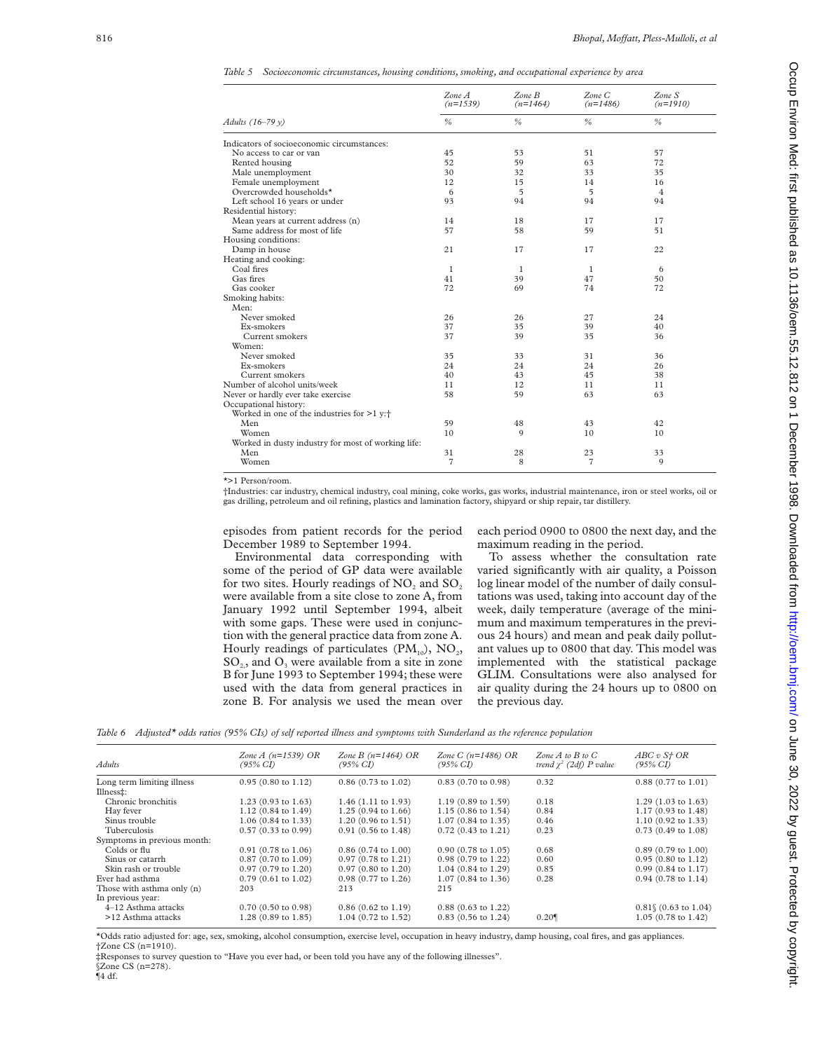*Table 5 Socioeconomic circumstances, housing conditions, smoking, and occupational experience by area*

| Adults (16–79 y) | Zone A (n=1539) % | Zone B (n=1464) % | Zone C (n=1486) % | Zone S (n=1910) % |
|---|---|---|---|---|
| Indicators of socioeconomic circumstances: | | | | |
| No access to car or van | 45 | 53 | 51 | 57 |
| Rented housing | 52 | 59 | 63 | 72 |
| Male unemployment | 30 | 32 | 33 | 35 |
| Female unemployment | 12 | 15 | 14 | 16 |
| Overcrowded households* | 6 | 5 | 5 | 4 |
| Left school 16 years or under | 93 | 94 | 94 | 94 |
| Residential history: | | | | |
| Mean years at current address (n) | 14 | 18 | 17 | 17 |
| Same address for most of life | 57 | 58 | 59 | 51 |
| Housing conditions: | | | | |
| Damp in house | 21 | 17 | 17 | 22 |
| Heating and cooking: | | | | |
| Coal fires | 1 | 1 | 1 | 6 |
| Gas fires | 41 | 39 | 47 | 50 |
| Gas cooker | 72 | 69 | 74 | 72 |
| Smoking habits: | | | | |
| Men: | | | | |
| Never smoked | 26 | 26 | 27 | 24 |
| Ex-smokers | 37 | 35 | 39 | 40 |
| Current smokers | 37 | 39 | 35 | 36 |
| Women: | | | | |
| Never smoked | 35 | 33 | 31 | 36 |
| Ex-smokers | 24 | 24 | 24 | 26 |
| Current smokers | 40 | 43 | 45 | 38 |
| Number of alcohol units/week | 11 | 12 | 11 | 11 |
| Never or hardly ever take exercise | 58 | 59 | 63 | 63 |
| Occupational history: | | | | |
| Worked in one of the industries for >1 y:† | | | | |
| Men | 59 | 48 | 43 | 42 |
| Women | 10 | 9 | 10 | 10 |
| Worked in dusty industry for most of working life: | | | | |
| Men | 31 | 28 | 23 | 33 |
| Women | 7 | 8 | 7 | 9 |

*>1 Person/room.

†Industries: car industry, chemical industry, coal mining, coke works, gas works, industrial maintenance, iron or steel works, oil or gas drilling, petroleum and oil refining, plastics and lamination factory, shipyard or ship repair, tar distillery.

episodes from patient records for the period December 1989 to September 1994.

Environmental data corresponding with some of the period of GP data were available for two sites. Hourly readings of $NO_2$ and $SO_2$ were available from a site close to zone A, from January 1992 until September 1994, albeit with some gaps. These were used in conjunction with the general practice data from zone A. Hourly readings of particulates ($PM_{10}$), $NO_2$, $SO_2$, and $O_3$ were available from a site in zone B for June 1993 to September 1994; these were used with the data from general practices in zone B. For analysis we used the mean over each period 0900 to 0800 the next day, and the maximum reading in the period.

To assess whether the consultation rate varied significantly with air quality, a Poisson log linear model of the number of daily consultations was used, taking into account day of the week, daily temperature (average of the minimum and maximum temperatures in the previous 24 hours) and mean and peak daily pollutant values up to 0800 that day. This model was implemented with the statistical package GLIM. Consultations were also analysed for air quality during the 24 hours up to 0800 on the previous day.

*Table 6 Adjusted* odds ratios (95% CIs) of self reported illness and symptoms with Sunderland as the reference population*

| Adults | Zone A (n=1539) OR (95% CI) | Zone B (n=1464) OR (95% CI) | Zone C (n=1486) OR (95% CI) | Zone A to B to C trend $\chi^2$ (2df) P value | ABC v S† OR (95% CI) |
|---|---|---|---|---|---|
| Long term limiting illness | 0.95 (0.80 to 1.12) | 0.86 (0.73 to 1.02) | 0.83 (0.70 to 0.98) | 0.32 | 0.88 (0.77 to 1.01) |
| Illness‡: | | | | | |
| Chronic bronchitis | 1.23 (0.93 to 1.63) | 1.46 (1.11 to 1.93) | 1.19 (0.89 to 1.59) | 0.18 | 1.29 (1.03 to 1.63) |
| Hay fever | 1.12 (0.84 to 1.49) | 1.25 (0.94 to 1.66) | 1.15 (0.86 to 1.54) | 0.84 | 1.17 (0.93 to 1.48) |
| Sinus trouble | 1.06 (0.84 to 1.33) | 1.20 (0.96 to 1.51) | 1.07 (0.84 to 1.35) | 0.46 | 1.10 (0.92 to 1.33) |
| Tuberculosis | 0.57 (0.33 to 0.99) | 0.91 (0.56 to 1.48) | 0.72 (0.43 to 1.21) | 0.23 | 0.73 (0.49 to 1.08) |
| Symptoms in previous month: | | | | | |
| Colds or flu | 0.91 (0.78 to 1.06) | 0.86 (0.74 to 1.00) | 0.90 (0.78 to 1.05) | 0.68 | 0.89 (0.79 to 1.00) |
| Sinus or catarrh | 0.87 (0.70 to 1.09) | 0.97 (0.78 to 1.21) | 0.98 (0.79 to 1.22) | 0.60 | 0.95 (0.80 to 1.12) |
| Skin rash or trouble | 0.97 (0.79 to 1.20) | 0.97 (0.80 to 1.20) | 1.04 (0.84 to 1.29) | 0.85 | 0.99 (0.84 to 1.17) |
| Ever had asthma | 0.79 (0.61 to 1.02) | 0.98 (0.77 to 1.26) | 1.07 (0.84 to 1.36) | 0.28 | 0.94 (0.78 to 1.14) |
| Those with asthma only (n) | 203 | 213 | 215 | | |
| In previous year: | | | | | |
| 4–12 Asthma attacks | 0.70 (0.50 to 0.98) | 0.86 (0.62 to 1.19) | 0.88 (0.63 to 1.22) | | 0.81§ (0.63 to 1.04) |
| >12 Asthma attacks | 1.28 (0.89 to 1.85) | 1.04 (0.72 to 1.52) | 0.83 (0.56 to 1.24) | 0.20¶ | 1.05 (0.78 to 1.42) |

*Odds ratio adjusted for: age, sex, smoking, alcohol consumption, exercise level, occupation in heavy industry, damp housing, coal fires, and gas appliances.
†Zone CS (n=1910).
‡Responses to survey question to "Have you ever had, or been told you have any of the following illnesses".
§Zone CS (n=278).
¶4 df.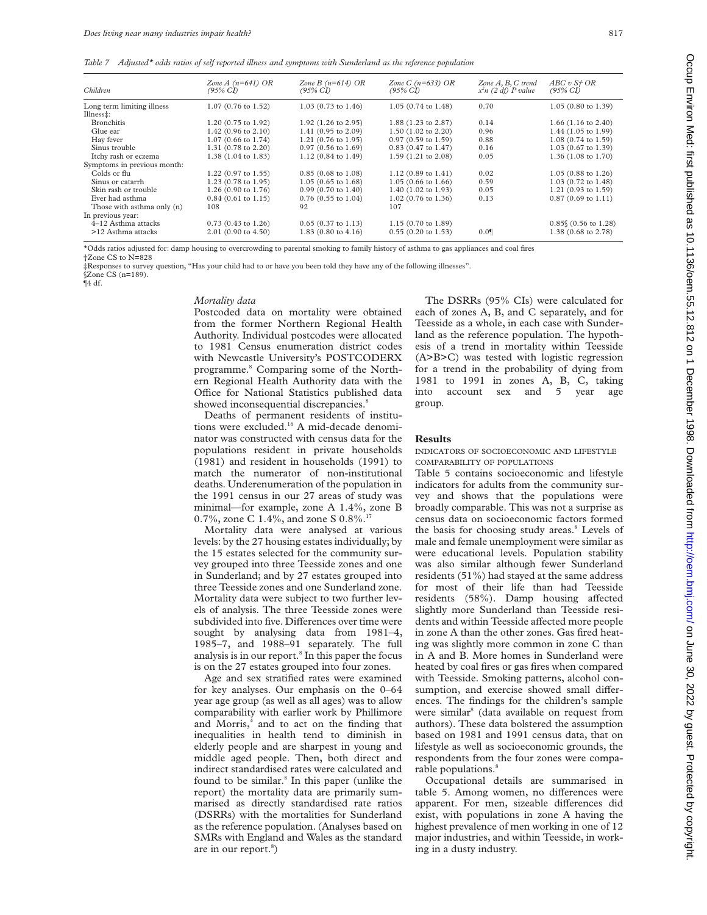*Table 7 Adjusted* odds ratios of self reported illness and symptoms with Sunderland as the reference population*

| Children | Zone A (n=641) OR (95% CI) | Zone B (n=614) OR (95% CI) | Zone C (n=633) OR (95% CI) | Zone A, B, C trend $x^2n$ (2 df) P value | ABC v S† OR (95% CI) |
|---|---|---|---|---|---|
| Long term limiting illness | 1.07 (0.76 to 1.52) | 1.03 (0.73 to 1.46) | 1.05 (0.74 to 1.48) | 0.70 | 1.05 (0.80 to 1.39) |
| Illness‡: | | | | | |
| Bronchitis | 1.20 (0.75 to 1.92) | 1.92 (1.26 to 2.95) | 1.88 (1.23 to 2.87) | 0.14 | 1.66 (1.16 to 2.40) |
| Glue ear | 1.42 (0.96 to 2.10) | 1.41 (0.95 to 2.09) | 1.50 (1.02 to 2.20) | 0.96 | 1.44 (1.05 to 1.99) |
| Hay fever | 1.07 (0.66 to 1.74) | 1.21 (0.76 to 1.95) | 0.97 (0.59 to 1.59) | 0.88 | 1.08 (0.74 to 1.59) |
| Sinus trouble | 1.31 (0.78 to 2.20) | 0.97 (0.56 to 1.69) | 0.83 (0.47 to 1.47) | 0.16 | 1.03 (0.67 to 1.39) |
| Itchy rash or eczema | 1.38 (1.04 to 1.83) | 1.12 (0.84 to 1.49) | 1.59 (1.21 to 2.08) | 0.05 | 1.36 (1.08 to 1.70) |
| Symptoms in previous month: | | | | | |
| Colds or flu | 1.22 (0.97 to 1.55) | 0.85 (0.68 to 1.08) | 1.12 (0.89 to 1.41) | 0.02 | 1.05 (0.88 to 1.26) |
| Sinus or catarrh | 1.23 (0.78 to 1.95) | 1.05 (0.65 to 1.68) | 1.05 (0.66 to 1.66) | 0.59 | 1.03 (0.72 to 1.48) |
| Skin rash or trouble | 1.26 (0.90 to 1.76) | 0.99 (0.70 to 1.40) | 1.40 (1.02 to 1.93) | 0.05 | 1.21 (0.93 to 1.59) |
| Ever had asthma | 0.84 (0.61 to 1.15) | 0.76 (0.55 to 1.04) | 1.02 (0.76 to 1.36) | 0.13 | 0.87 (0.69 to 1.11) |
| Those with asthma only (n) | 108 | 92 | 107 | | |
| In previous year: | | | | | |
| 4–12 Asthma attacks | 0.73 (0.43 to 1.26) | 0.65 (0.37 to 1.13) | 1.15 (0.70 to 1.89) | | 0.85§ (0.56 to 1.28) |
| >12 Asthma attacks | 2.01 (0.90 to 4.50) | 1.83 (0.80 to 4.16) | 0.55 (0.20 to 1.53) | 0.0¶ | 1.38 (0.68 to 2.78) |

*Odds ratios adjusted for: damp housing to overcrowding to parental smoking to family history of asthma to gas appliances and coal fires
†Zone CS to N=828
‡Responses to survey question, "Has your child had to or have you been told they have any of the following illnesses".
§Zone CS (n=189).
¶4 df.

*Mortality data*

Postcoded data on mortality were obtained from the former Northern Regional Health Authority. Individual postcodes were allocated to 1981 Census enumeration district codes with Newcastle University's POSTCODERX programme.[8] Comparing some of the Northern Regional Health Authority data with the Office for National Statistics published data showed inconsequential discrepancies.[8]

Deaths of permanent residents of institutions were excluded.[16] A mid-decade denominator was constructed with census data for the populations resident in private households (1981) and resident in households (1991) to match the numerator of non-institutional deaths. Underenumeration of the population in the 1991 census in our 27 areas of study was minimal—for example, zone A 1.4%, zone B 0.7%, zone C 1.4%, and zone S 0.8%.[17]

Mortality data were analysed at various levels: by the 27 housing estates individually; by the 15 estates selected for the community survey grouped into three Teesside zones and one in Sunderland; and by 27 estates grouped into three Teesside zones and one Sunderland zone. Mortality data were subject to two further levels of analysis. The three Teesside zones were subdivided into five. Differences over time were sought by analysing data from 1981–4, 1985–7, and 1988–91 separately. The full analysis is in our report.[8] In this paper the focus is on the 27 estates grouped into four zones.

Age and sex stratified rates were examined for key analyses. Our emphasis on the 0–64 year age group (as well as all ages) was to allow comparability with earlier work by Phillimore and Morris,[4] and to act on the finding that inequalities in health tend to diminish in elderly people and are sharpest in young and middle aged people. Then, both direct and indirect standardised rates were calculated and found to be similar.[8] In this paper (unlike the report) the mortality data are primarily summarised as directly standardised rate ratios (DSRRs) with the mortalities for Sunderland as the reference population. (Analyses based on SMRs with England and Wales as the standard are in our report.[8])

The DSRRs (95% CIs) were calculated for each of zones A, B, and C separately, and for Teesside as a whole, in each case with Sunderland as the reference population. The hypothesis of a trend in mortality within Teesside (A>B>C) was tested with logistic regression for a trend in the probability of dying from 1981 to 1991 in zones A, B, C, taking into account sex and 5 year age group.

## Results

INDICATORS OF SOCIOECONOMIC AND LIFESTYLE COMPARABILITY OF POPULATIONS

Table 5 contains socioeconomic and lifestyle indicators for adults from the community survey and shows that the populations were broadly comparable. This was not a surprise as census data on socioeconomic factors formed the basis for choosing study areas.[8] Levels of male and female unemployment were similar as were educational levels. Population stability was also similar although fewer Sunderland residents (51%) had stayed at the same address for most of their life than had Teesside residents (58%). Damp housing affected slightly more Sunderland than Teesside residents and within Teesside affected more people in zone A than the other zones. Gas fired heating was slightly more common in zone C than in A and B. More homes in Sunderland were heated by coal fires or gas fires when compared with Teesside. Smoking patterns, alcohol consumption, and exercise showed small differences. The findings for the children's sample were similar[8] (data available on request from authors). These data bolstered the assumption based on 1981 and 1991 census data, that on lifestyle as well as socioeconomic grounds, the respondents from the four zones were comparable populations.[8]

Occupational details are summarised in table 5. Among women, no differences were apparent. For men, sizeable differences did exist, with populations in zone A having the highest prevalence of men working in one of 12 major industries, and within Teesside, in working in a dusty industry.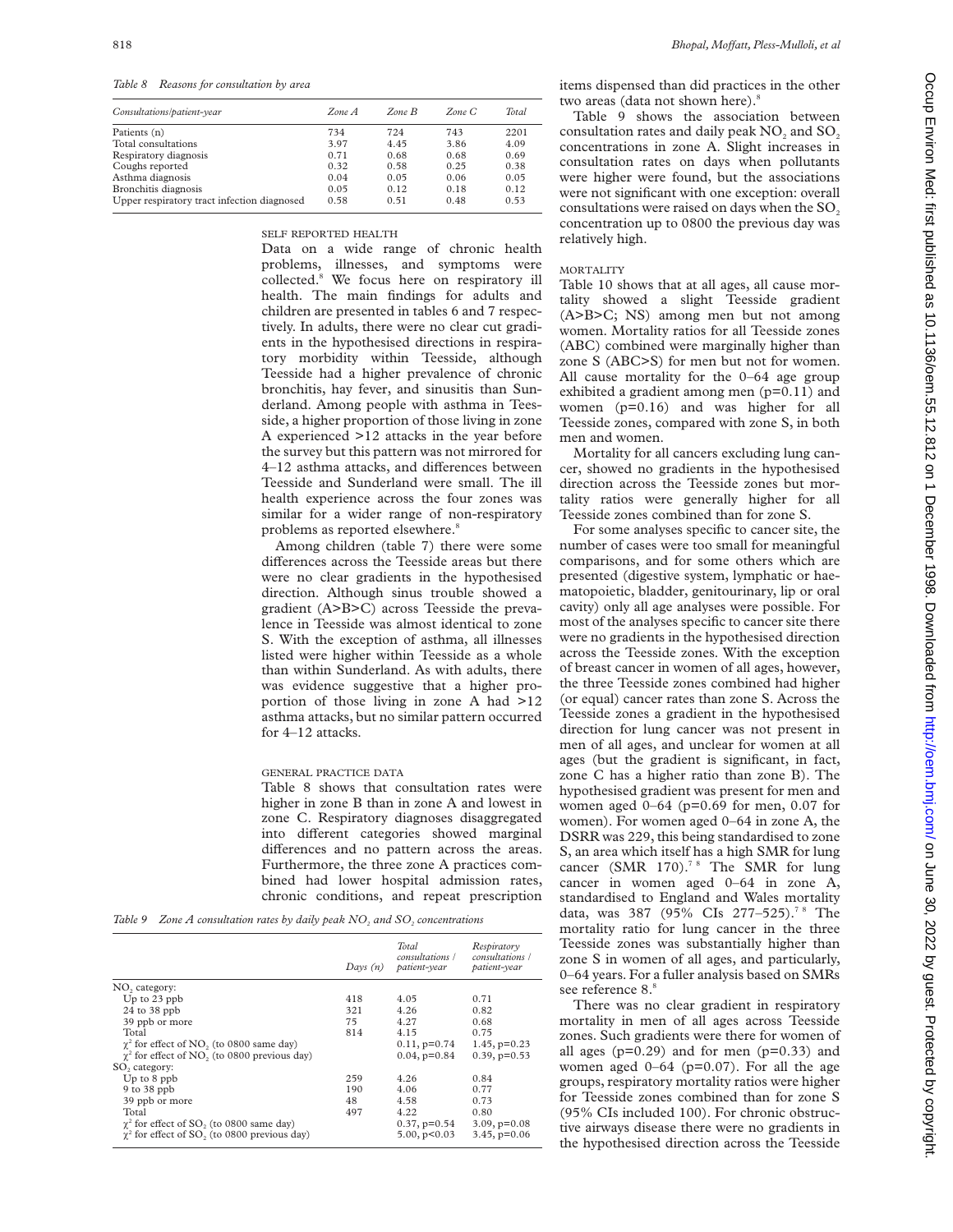*Table 8 Reasons for consultation by area*

| Consultations/patient-year | Zone A | Zone B | Zone C | Total |
|---|---|---|---|---|
| Patients (n) | 734 | 724 | 743 | 2201 |
| Total consultations | 3.97 | 4.45 | 3.86 | 4.09 |
| Respiratory diagnosis | 0.71 | 0.68 | 0.68 | 0.69 |
| Coughs reported | 0.32 | 0.58 | 0.25 | 0.38 |
| Asthma diagnosis | 0.04 | 0.05 | 0.06 | 0.05 |
| Bronchitis diagnosis | 0.05 | 0.12 | 0.18 | 0.12 |
| Upper respiratory tract infection diagnosed | 0.58 | 0.51 | 0.48 | 0.53 |

### SELF REPORTED HEALTH

Data on a wide range of chronic health problems, illnesses, and symptoms were collected.[8] We focus here on respiratory ill health. The main findings for adults and children are presented in tables 6 and 7 respectively. In adults, there were no clear cut gradients in the hypothesised directions in respiratory morbidity within Teesside, although Teesside had a higher prevalence of chronic bronchitis, hay fever, and sinusitis than Sunderland. Among people with asthma in Teesside, a higher proportion of those living in zone A experienced >12 attacks in the year before the survey but this pattern was not mirrored for 4–12 asthma attacks, and differences between Teesside and Sunderland were small. The ill health experience across the four zones was similar for a wider range of non-respiratory problems as reported elsewhere.[8]

Among children (table 7) there were some differences across the Teesside areas but there were no clear gradients in the hypothesised direction. Although sinus trouble showed a gradient (A>B>C) across Teesside the prevalence in Teesside was almost identical to zone S. With the exception of asthma, all illnesses listed were higher within Teesside as a whole than within Sunderland. As with adults, there was evidence suggestive that a higher proportion of those living in zone A had >12 asthma attacks, but no similar pattern occurred for 4–12 attacks.

### GENERAL PRACTICE DATA

Table 8 shows that consultation rates were higher in zone B than in zone A and lowest in zone C. Respiratory diagnoses disaggregated into different categories showed marginal differences and no pattern across the areas. Furthermore, the three zone A practices combined had lower hospital admission rates, chronic conditions, and repeat prescription items dispensed than did practices in the other two areas (data not shown here).[8]

Table 9 shows the association between consultation rates and daily peak $NO_2$ and $SO_2$ concentrations in zone A. Slight increases in consultation rates on days when pollutants were higher were found, but the associations were not significant with one exception: overall consultations were raised on days when the $SO_2$ concentration up to 0800 the previous day was relatively high.

*Table 9 Zone A consultation rates by daily peak $NO_2$ and $SO_2$ concentrations*

| | Days (n) | Total consultations / patient-year | Respiratory consultations / patient-year |
|---|---|---|---|
| $NO_2$ category: | | | |
| Up to 23 ppb | 418 | 4.05 | 0.71 |
| 24 to 38 ppb | 321 | 4.26 | 0.82 |
| 39 ppb or more | 75 | 4.27 | 0.68 |
| Total | 814 | 4.15 | 0.75 |
| $\chi^2$ for effect of $NO_2$ (to 0800 same day) | | 0.11, p=0.74 | 1.45, p=0.23 |
| $\chi^2$ for effect of $NO_2$ (to 0800 previous day) | | 0.04, p=0.84 | 0.39, p=0.53 |
| $SO_2$ category: | | | |
| Up to 8 ppb | 259 | 4.26 | 0.84 |
| 9 to 38 ppb | 190 | 4.06 | 0.77 |
| 39 ppb or more | 48 | 4.58 | 0.73 |
| Total | 497 | 4.22 | 0.80 |
| $\chi^2$ for effect of $SO_2$ (to 0800 same day) | | 0.37, p=0.54 | 3.09, p=0.08 |
| $\chi^2$ for effect of $SO_2$ (to 0800 previous day) | | 5.00, p<0.03 | 3.45, p=0.06 |

### MORTALITY

Table 10 shows that at all ages, all cause mortality showed a slight Teesside gradient (A>B>C; NS) among men but not among women. Mortality ratios for all Teesside zones (ABC) combined were marginally higher than zone S (ABC>S) for men but not for women. All cause mortality for the 0–64 age group exhibited a gradient among men (p=0.11) and women (p=0.16) and was higher for all Teesside zones, compared with zone S, in both men and women.

Mortality for all cancers excluding lung cancer, showed no gradients in the hypothesised direction across the Teesside zones but mortality ratios were generally higher for all Teesside zones combined than for zone S.

For some analyses specific to cancer site, the number of cases were too small for meaningful comparisons, and for some others which are presented (digestive system, lymphatic or haematopoietic, bladder, genitourinary, lip or oral cavity) only all age analyses were possible. For most of the analyses specific to cancer site there were no gradients in the hypothesised direction across the Teesside zones. With the exception of breast cancer in women of all ages, however, the three Teesside zones combined had higher (or equal) cancer rates than zone S. Across the Teesside zones a gradient in the hypothesised direction for lung cancer was not present in men of all ages, and unclear for women at all ages (but the gradient is significant, in fact, zone C has a higher ratio than zone B). The hypothesised gradient was present for men and women aged 0–64 (p=0.69 for men, 0.07 for women). For women aged 0–64 in zone A, the DSRR was 229, this being standardised to zone S, an area which itself has a high SMR for lung cancer (SMR 170).[7,8] The SMR for lung cancer in women aged 0–64 in zone A, standardised to England and Wales mortality data, was 387 (95% CIs 277–525).[7,8] The mortality ratio for lung cancer in the three Teesside zones was substantially higher than zone S in women of all ages, and particularly, 0–64 years. For a fuller analysis based on SMRs see reference 8.[8]

There was no clear gradient in respiratory mortality in men of all ages across Teesside zones. Such gradients were there for women of all ages (p=0.29) and for men (p=0.33) and women aged 0–64 (p=0.07). For all the age groups, respiratory mortality ratios were higher for Teesside zones combined than for zone S (95% CIs included 100). For chronic obstructive airways disease there were no gradients in the hypothesised direction across the Teesside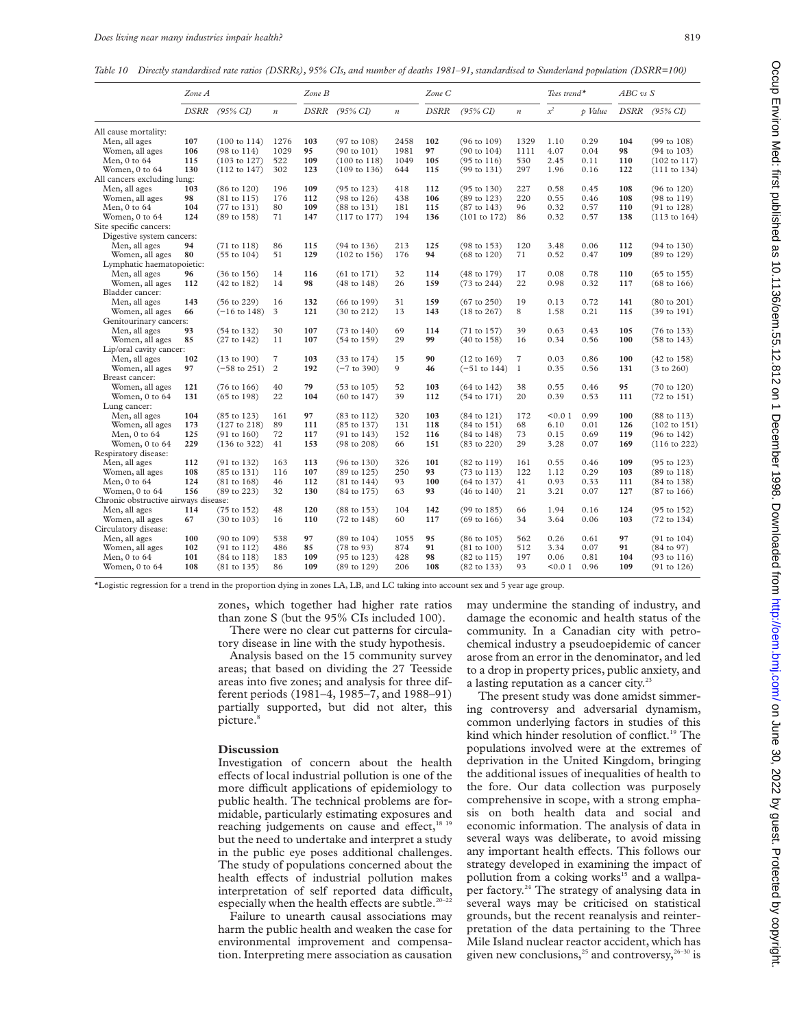*Table 10 Directly standardised rate ratios (DSRRs), 95% CIs, and number of deaths 1981–91, standardised to Sunderland population (DSRR=100)*

| | Zone A | | | Zone B | | | Zone C | | | Tees trend* | | ABC vs S | |
|---|---|---|---|---|---|---|---|---|---|---|---|---|---|
| | DSRR | (95% CI) | n | DSRR | (95% CI) | n | DSRR | (95% CI) | n | $x^2$ | p Value | DSRR | (95% CI) |
| All cause mortality: | | | | | | | | | | | | | |
| Men, all ages | **107** | (100 to 114) | 1276 | **103** | (97 to 108) | 2458 | **102** | (96 to 109) | 1329 | 1.10 | 0.29 | **104** | (99 to 108) |
| Women, all ages | **106** | (98 to 114) | 1029 | **95** | (90 to 101) | 1981 | **97** | (90 to 104) | 1111 | 4.07 | 0.04 | **98** | (94 to 103) |
| Men, 0 to 64 | **115** | (103 to 127) | 522 | **109** | (100 to 118) | 1049 | **105** | (95 to 116) | 530 | 2.45 | 0.11 | **110** | (102 to 117) |
| Women, 0 to 64 | **130** | (112 to 147) | 302 | **123** | (109 to 136) | 644 | **115** | (99 to 131) | 297 | 1.96 | 0.16 | **122** | (111 to 134) |
| All cancers excluding lung: | | | | | | | | | | | | | |
| Men, all ages | **103** | (86 to 120) | 196 | **109** | (95 to 123) | 418 | **112** | (95 to 130) | 227 | 0.58 | 0.45 | **108** | (96 to 120) |
| Women, all ages | **98** | (81 to 115) | 176 | **112** | (98 to 126) | 438 | **106** | (89 to 123) | 220 | 0.55 | 0.46 | **108** | (98 to 119) |
| Men, 0 to 64 | **104** | (77 to 131) | 80 | **109** | (88 to 131) | 181 | **115** | (87 to 143) | 96 | 0.32 | 0.57 | **110** | (91 to 128) |
| Women, 0 to 64 | **124** | (89 to 158) | 71 | **147** | (117 to 177) | 194 | **136** | (101 to 172) | 86 | 0.32 | 0.57 | **138** | (113 to 164) |
| Site specific cancers: | | | | | | | | | | | | | |
| Digestive system cancers: | | | | | | | | | | | | | |
| Men, all ages | **94** | (71 to 118) | 86 | **115** | (94 to 136) | 213 | **125** | (98 to 153) | 120 | 3.48 | 0.06 | **112** | (94 to 130) |
| Women, all ages | **80** | (55 to 104) | 51 | **129** | (102 to 156) | 176 | **94** | (68 to 120) | 71 | 0.52 | 0.47 | **109** | (89 to 129) |
| Lymphatic haematopoietic: | | | | | | | | | | | | | |
| Men, all ages | **96** | (36 to 156) | 14 | **116** | (61 to 171) | 32 | **114** | (48 to 179) | 17 | 0.08 | 0.78 | **110** | (65 to 155) |
| Women, all ages | **112** | (42 to 182) | 14 | **98** | (48 to 148) | 26 | **159** | (73 to 244) | 22 | 0.98 | 0.32 | **117** | (68 to 166) |
| Bladder cancer: | | | | | | | | | | | | | |
| Men, all ages | **143** | (56 to 229) | 16 | **132** | (66 to 199) | 31 | **159** | (67 to 250) | 19 | 0.13 | 0.72 | **141** | (80 to 201) |
| Women, all ages | **66** | (−16 to 148) | 3 | **121** | (30 to 212) | 13 | **143** | (18 to 267) | 8 | 1.58 | 0.21 | **115** | (39 to 191) |
| Genitourinary cancers: | | | | | | | | | | | | | |
| Men, all ages | **93** | (54 to 132) | 30 | **107** | (73 to 140) | 69 | **114** | (71 to 157) | 39 | 0.63 | 0.43 | **105** | (76 to 133) |
| Women, all ages | **85** | (27 to 142) | 11 | **107** | (54 to 159) | 29 | **99** | (40 to 158) | 16 | 0.34 | 0.56 | **100** | (58 to 143) |
| Lip/oral cavity cancer: | | | | | | | | | | | | | |
| Men, all ages | **102** | (13 to 190) | 7 | **103** | (33 to 174) | 15 | **90** | (12 to 169) | 7 | 0.03 | 0.86 | **100** | (42 to 158) |
| Women, all ages | **97** | (−58 to 251) | 2 | **192** | (−7 to 390) | 9 | **46** | (−51 to 144) | 1 | 0.35 | 0.56 | **131** | (3 to 260) |
| Breast cancer: | | | | | | | | | | | | | |
| Women, all ages | **121** | (76 to 166) | 40 | **79** | (53 to 105) | 52 | **103** | (64 to 142) | 38 | 0.55 | 0.46 | **95** | (70 to 120) |
| Women, 0 to 64 | **131** | (65 to 198) | 22 | **104** | (60 to 147) | 39 | **112** | (54 to 171) | 20 | 0.39 | 0.53 | **111** | (72 to 151) |
| Lung cancer: | | | | | | | | | | | | | |
| Men, all ages | **104** | (85 to 123) | 161 | **97** | (83 to 112) | 320 | **103** | (84 to 121) | 172 | <0.01 | 0.99 | **100** | (88 to 113) |
| Women, all ages | **173** | (127 to 218) | 89 | **111** | (85 to 137) | 131 | **118** | (84 to 151) | 68 | 6.10 | 0.01 | **126** | (102 to 151) |
| Men, 0 to 64 | **125** | (91 to 160) | 72 | **117** | (91 to 143) | 152 | **116** | (84 to 148) | 73 | 0.15 | 0.69 | **119** | (96 to 142) |
| Women, 0 to 64 | **229** | (136 to 322) | 41 | **153** | (98 to 208) | 66 | **151** | (83 to 220) | 29 | 3.28 | 0.07 | **169** | (116 to 222) |
| Respiratory disease: | | | | | | | | | | | | | |
| Men, all ages | **112** | (91 to 132) | 163 | **113** | (96 to 130) | 326 | **101** | (82 to 119) | 161 | 0.55 | 0.46 | **109** | (95 to 123) |
| Women, all ages | **108** | (85 to 131) | 116 | **107** | (89 to 125) | 250 | **93** | (73 to 113) | 122 | 1.12 | 0.29 | **103** | (89 to 118) |
| Men, 0 to 64 | **124** | (81 to 168) | 46 | **112** | (81 to 144) | 93 | **100** | (64 to 137) | 41 | 0.93 | 0.33 | **111** | (84 to 138) |
| Women, 0 to 64 | **156** | (89 to 223) | 32 | **130** | (84 to 175) | 63 | **93** | (46 to 140) | 21 | 3.21 | 0.07 | **127** | (87 to 166) |
| Chronic obstructive airways disease: | | | | | | | | | | | | | |
| Men, all ages | **114** | (75 to 152) | 48 | **120** | (88 to 153) | 104 | **142** | (99 to 185) | 66 | 1.94 | 0.16 | **124** | (95 to 152) |
| Women, all ages | **67** | (30 to 103) | 16 | **110** | (72 to 148) | 60 | **117** | (69 to 166) | 34 | 3.64 | 0.06 | **103** | (72 to 134) |
| Circulatory disease: | | | | | | | | | | | | | |
| Men, all ages | **100** | (90 to 109) | 538 | **97** | (89 to 104) | 1055 | **95** | (86 to 105) | 562 | 0.26 | 0.61 | **97** | (91 to 104) |
| Women, all ages | **102** | (91 to 112) | 486 | **85** | (78 to 93) | 874 | **91** | (81 to 100) | 512 | 3.34 | 0.07 | **91** | (84 to 97) |
| Men, 0 to 64 | **101** | (84 to 118) | 183 | **109** | (95 to 123) | 428 | **98** | (82 to 115) | 197 | 0.06 | 0.81 | **104** | (93 to 116) |
| Women, 0 to 64 | **108** | (81 to 135) | 86 | **109** | (89 to 129) | 206 | **108** | (82 to 133) | 93 | <0.01 | 0.96 | **109** | (91 to 126) |

*Logistic regression for a trend in the proportion dying in zones LA, LB, and LC taking into account sex and 5 year age group.

zones, which together had higher rate ratios than zone S (but the 95% CIs included 100).

There were no clear cut patterns for circulatory disease in line with the study hypothesis.

Analysis based on the 15 community survey areas; that based on dividing the 27 Teesside areas into five zones; and analysis for three different periods (1981–4, 1985–7, and 1988–91) partially supported, but did not alter, this picture.[8]

## Discussion

Investigation of concern about the health effects of local industrial pollution is one of the more difficult applications of epidemiology to public health. The technical problems are formidable, particularly estimating exposures and reaching judgements on cause and effect,[18 19] but the need to undertake and interpret a study in the public eye poses additional challenges. The study of populations concerned about the health effects of industrial pollution makes interpretation of self reported data difficult, especially when the health effects are subtle.[20–22]

Failure to unearth causal associations may harm the public health and weaken the case for environmental improvement and compensation. Interpreting mere association as causation may undermine the standing of industry, and damage the economic and health status of the community. In a Canadian city with petrochemical industry a pseudoepidemic of cancer arose from an error in the denominator, and led to a drop in property prices, public anxiety, and a lasting reputation as a cancer city.[23]

The present study was done amidst simmering controversy and adversarial dynamism, common underlying factors in studies of this kind which hinder resolution of conflict.[19] The populations involved were at the extremes of deprivation in the United Kingdom, bringing the additional issues of inequalities of health to the fore. Our data collection was purposely comprehensive in scope, with a strong emphasis on both health data and social and economic information. The analysis of data in several ways was deliberate, to avoid missing any important health effects. This follows our strategy developed in examining the impact of pollution from a coking works[15] and a wallpaper factory.[24] The strategy of analysing data in several ways may be criticised on statistical grounds, but the recent reanalysis and reinterpretation of the data pertaining to the Three Mile Island nuclear reactor accident, which has given new conclusions,[25] and controversy,[26–30] is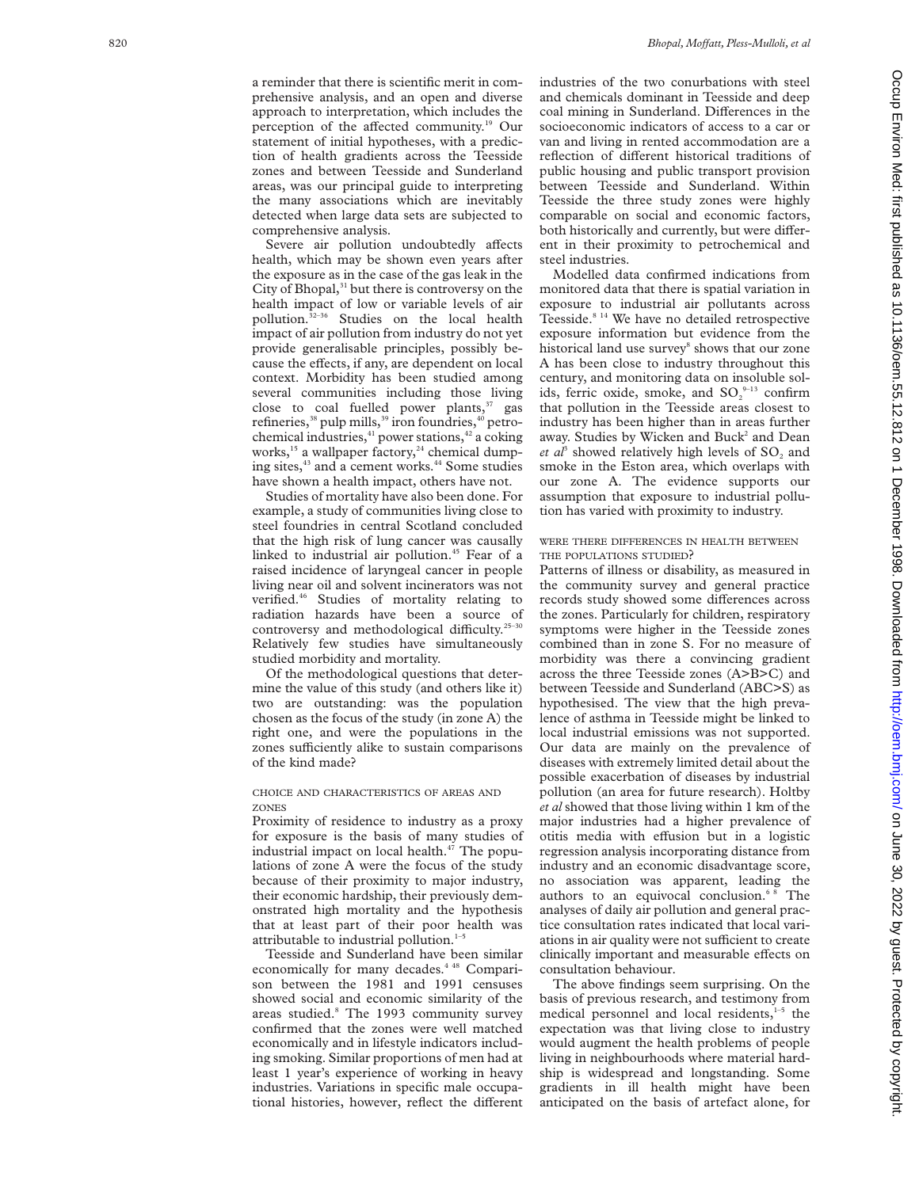a reminder that there is scientific merit in comprehensive analysis, and an open and diverse approach to interpretation, which includes the perception of the affected community.[19] Our statement of initial hypotheses, with a prediction of health gradients across the Teesside zones and between Teesside and Sunderland areas, was our principal guide to interpreting the many associations which are inevitably detected when large data sets are subjected to comprehensive analysis.

Severe air pollution undoubtedly affects health, which may be shown even years after the exposure as in the case of the gas leak in the City of Bhopal,[31] but there is controversy on the health impact of low or variable levels of air pollution.[32–36] Studies on the local health impact of air pollution from industry do not yet provide generalisable principles, possibly because the effects, if any, are dependent on local context. Morbidity has been studied among several communities including those living close to coal fuelled power plants,[37] gas refineries,[38] pulp mills,[39] iron foundries,[40] petrochemical industries,[41] power stations,[42] a coking works,[15] a wallpaper factory,[24] chemical dumping sites,[43] and a cement works.[44] Some studies have shown a health impact, others have not.

Studies of mortality have also been done. For example, a study of communities living close to steel foundries in central Scotland concluded that the high risk of lung cancer was causally linked to industrial air pollution.[45] Fear of a raised incidence of laryngeal cancer in people living near oil and solvent incinerators was not verified.[46] Studies of mortality relating to radiation hazards have been a source of controversy and methodological difficulty.[25–30] Relatively few studies have simultaneously studied morbidity and mortality.

Of the methodological questions that determine the value of this study (and others like it) two are outstanding: was the population chosen as the focus of the study (in zone A) the right one, and were the populations in the zones sufficiently alike to sustain comparisons of the kind made?

### CHOICE AND CHARACTERISTICS OF AREAS AND ZONES

Proximity of residence to industry as a proxy for exposure is the basis of many studies of industrial impact on local health.[47] The populations of zone A were the focus of the study because of their proximity to major industry, their economic hardship, their previously demonstrated high mortality and the hypothesis that at least part of their poor health was attributable to industrial pollution.[1–5]

Teesside and Sunderland have been similar economically for many decades.[4 48] Comparison between the 1981 and 1991 censuses showed social and economic similarity of the areas studied.[8] The 1993 community survey confirmed that the zones were well matched economically and in lifestyle indicators including smoking. Similar proportions of men had at least 1 year's experience of working in heavy industries. Variations in specific male occupational histories, however, reflect the different industries of the two conurbations with steel and chemicals dominant in Teesside and deep coal mining in Sunderland. Differences in the socioeconomic indicators of access to a car or van and living in rented accommodation are a reflection of different historical traditions of public housing and public transport provision between Teesside and Sunderland. Within Teesside the three study zones were highly comparable on social and economic factors, both historically and currently, but were different in their proximity to petrochemical and steel industries.

Modelled data confirmed indications from monitored data that there is spatial variation in exposure to industrial air pollutants across Teesside.[8 14] We have no detailed retrospective exposure information but evidence from the historical land use survey[8] shows that our zone A has been close to industry throughout this century, and monitoring data on insoluble solids, ferric oxide, smoke, and $SO_2$[9–13] confirm that pollution in the Teesside areas closest to industry has been higher than in areas further away. Studies by Wicken and Buck[2] and Dean *et al*[3] showed relatively high levels of $SO_2$ and smoke in the Eston area, which overlaps with our zone A. The evidence supports our assumption that exposure to industrial pollution has varied with proximity to industry.

### WERE THERE DIFFERENCES IN HEALTH BETWEEN THE POPULATIONS STUDIED?

Patterns of illness or disability, as measured in the community survey and general practice records study showed some differences across the zones. Particularly for children, respiratory symptoms were higher in the Teesside zones combined than in zone S. For no measure of morbidity was there a convincing gradient across the three Teesside zones (A>B>C) and between Teesside and Sunderland (ABC>S) as hypothesised. The view that the high prevalence of asthma in Teesside might be linked to local industrial emissions was not supported. Our data are mainly on the prevalence of diseases with extremely limited detail about the possible exacerbation of diseases by industrial pollution (an area for future research). Holtby *et al* showed that those living within 1 km of the major industries had a higher prevalence of otitis media with effusion but in a logistic regression analysis incorporating distance from industry and an economic disadvantage score, no association was apparent, leading the authors to an equivocal conclusion.[6 8] The analyses of daily air pollution and general practice consultation rates indicated that local variations in air quality were not sufficient to create clinically important and measurable effects on consultation behaviour.

The above findings seem surprising. On the basis of previous research, and testimony from medical personnel and local residents,[1–5] the expectation was that living close to industry would augment the health problems of people living in neighbourhoods where material hardship is widespread and longstanding. Some gradients in ill health might have been anticipated on the basis of artefact alone, for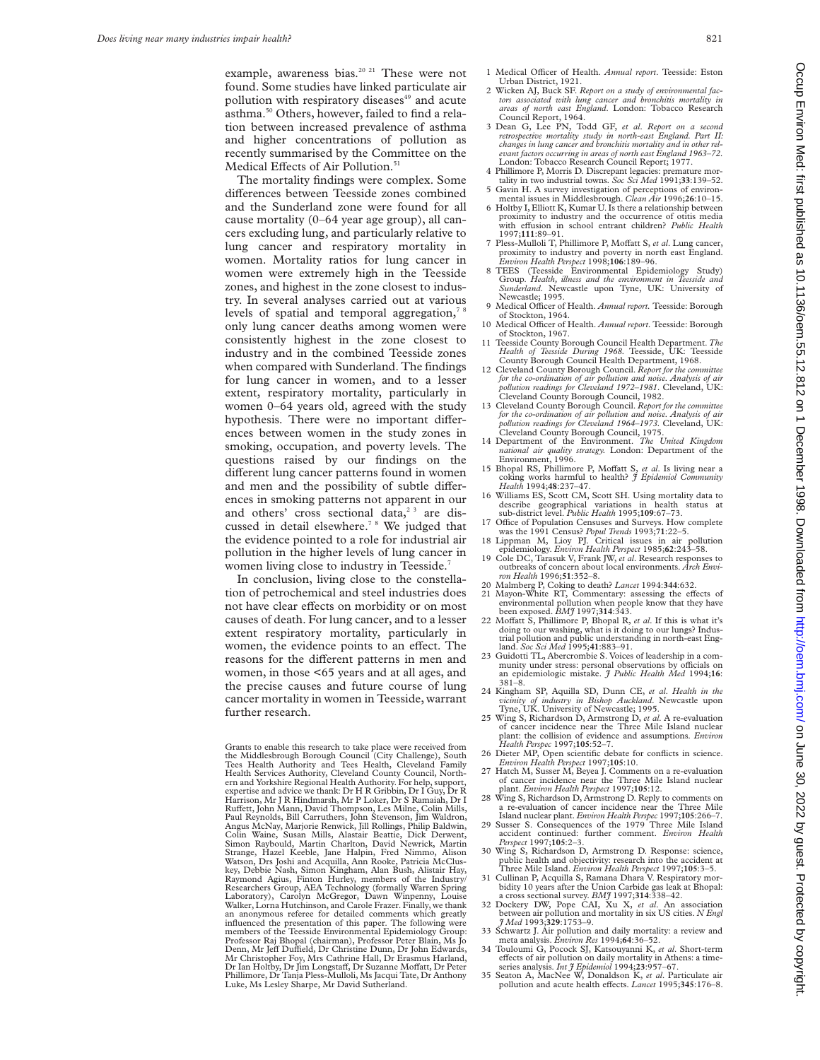example, awareness bias.[20 21] These were not found. Some studies have linked particulate air pollution with respiratory diseases[49] and acute asthma.[50] Others, however, failed to find a relation between increased prevalence of asthma and higher concentrations of pollution as recently summarised by the Committee on the Medical Effects of Air Pollution.[51]

The mortality findings were complex. Some differences between Teesside zones combined and the Sunderland zone were found for all cause mortality (0–64 year age group), all cancers excluding lung, and particularly relative to lung cancer and respiratory mortality in women. Mortality ratios for lung cancer in women were extremely high in the Teesside zones, and highest in the zone closest to industry. In several analyses carried out at various levels of spatial and temporal aggregation,[7 8] only lung cancer deaths among women were consistently highest in the zone closest to industry and in the combined Teesside zones when compared with Sunderland. The findings for lung cancer in women, and to a lesser extent, respiratory mortality, particularly in women 0–64 years old, agreed with the study hypothesis. There were no important differences between women in the study zones in smoking, occupation, and poverty levels. The questions raised by our findings on the different lung cancer patterns found in women and men and the possibility of subtle differences in smoking patterns not apparent in our and others' cross sectional data,[2 3] are discussed in detail elsewhere.[7 8] We judged that the evidence pointed to a role for industrial air pollution in the higher levels of lung cancer in women living close to industry in Teesside.[7]

In conclusion, living close to the constellation of petrochemical and steel industries does not have clear effects on morbidity or on most causes of death. For lung cancer, and to a lesser extent respiratory mortality, particularly in women, the evidence points to an effect. The reasons for the different patterns in men and women, in those <65 years and at all ages, and the precise causes and future course of lung cancer mortality in women in Teesside, warrant further research.

Grants to enable this research to take place were received from the Middlesbrough Borough Council (City Challenge), South Tees Health Authority and Tees Health, Cleveland Family Health Services Authority, Cleveland County Council, Northern and Yorkshire Regional Health Authority. For help, support, expertise and advice we thank: Dr H R Gribbin, Dr I Guy, Dr R Harrison, Mr J R Hindmarsh, Mr P Loker, Dr S Ramaiah, Dr I Ruffett, John Mann, David Thompson, Les Milne, Colin Mills, Paul Reynolds, Bill Carruthers, John Stevenson, Jim Waldron, Angus McNay, Marjorie Renwick, Jill Rollings, Philip Baldwin, Colin Waine, Susan Mills, Alastair Beattie, Dick Derwent, Simon Raybould, Martin Charlton, David Newrick, Martin Strange, Hazel Keeble, Jane Halpin, Fred Nimmo, Alison Watson, Drs Joshi and Acquilla, Ann Rooke, Patricia McCluskey, Debbie Nash, Simon Kingham, Alan Bush, Alistair Hay, Raymond Agius, Finton Hurley, members of the Industry/Researchers Group, AEA Technology (formally Warren Spring Laboratory), Carolyn McGregor, Dawn Winpenny, Louise Walker, Lorna Hutchinson, and Carole Frazer. Finally, we thank an anonymous referee for detailed comments which greatly influenced the presentation of this paper. The following were members of the Teesside Environmental Epidemiology Group: Professor Raj Bhopal (chairman), Professor Peter Blain, Ms Jo Denn, Mr Jeff Duffield, Dr Christine Dunn, Dr John Edwards, Mr Christopher Foy, Mrs Cathrine Hall, Dr Erasmus Harland, Dr Ian Holtby, Dr Jim Longstaff, Dr Suzanne Moffatt, Dr Peter Phillimore, Dr Tanja Pless-Mulloli, Ms Jacqui Tate, Dr Anthony Luke, Ms Lesley Sharpe, Mr David Sutherland.

1 Medical Officer of Health. *Annual report*. Teesside: Eston Urban District, 1921.
2 Wicken AJ, Buck SF. *Report on a study of environmental factors associated with lung cancer and bronchitis mortality in areas of north east England*. London: Tobacco Research Council Report, 1964.
3 Dean G, Lee PN, Todd GF, *et al*. *Report on a second retrospective mortality study in north-east England. Part II: changes in lung cancer and bronchitis mortality and in other relevant factors occurring in areas of north east England 1963–72*. London: Tobacco Research Council Report; 1977.
4 Phillimore P, Morris D. Discrepant legacies: premature mortality in two industrial towns. *Soc Sci Med* 1991;**33**:139–52.
5 Gavin H. A survey investigation of perceptions of environmental issues in Middlesbrough. *Clean Air* 1996;**26**:10–15.
6 Holtby I, Elliott K, Kumar U. Is there a relationship between proximity to industry and the occurrence of otitis media with effusion in school entrant children? *Public Health* 1997;**111**:89–91.
7 Pless-Mulloli T, Phillimore P, Moffatt S, *et al*. Lung cancer, proximity to industry and poverty in north east England. *Environ Health Perspect* 1998;**106**:189–96.
8 TEES (Teesside Environmental Epidemiology Study) Group. *Health, illness and the environment in Teesside and Sunderland*. Newcastle upon Tyne, UK: University of Newcastle; 1995.
9 Medical Officer of Health. *Annual report*. Teesside: Borough of Stockton, 1964.
10 Medical Officer of Health. *Annual report*. Teesside: Borough of Stockton, 1967.
11 Teesside County Borough Council Health Department. *The Health of Teesside During 1968*. Teesside, UK: Teesside County Borough Council Health Department, 1968.
12 Cleveland County Borough Council. *Report for the committee for the co-ordination of air pollution and noise. Analysis of air pollution readings for Cleveland 1972–1981*. Cleveland, UK: Cleveland County Borough Council, 1982.
13 Cleveland County Borough Council. *Report for the committee for the co-ordination of air pollution and noise. Analysis of air pollution readings for Cleveland 1964–1973*. Cleveland, UK: Cleveland County Borough Council, 1975.
14 Department of the Environment. *The United Kingdom national air quality strategy*. London: Department of the Environment, 1996.
15 Bhopal RS, Phillimore P, Moffatt S, *et al*. Is living near a coking works harmful to health? *J Epidemiol Community Health* 1994;**48**:237–47.
16 Williams ES, Scott CM, Scott SH. Using mortality data to describe geographical variations in health status at sub-district level. *Public Health* 1995;**109**:67–73.
17 Office of Population Censuses and Surveys. How complete was the 1991 Census? *Popul Trends* 1993;**71**:22–5.
18 Lippman M, Lioy PJ. Critical issues in air pollution epidemiology. *Environ Health Perspect* 1985;**62**:243–58.
19 Cole DC, Tarasuk V, Frank JW, *et al*. Research responses to outbreaks of concern about local environments. *Arch Environ Health* 1996;**51**:352–8.
20 Malmberg P, Coking to death? *Lancet* 1994:**344**:632.
21 Mayon-White RT, Commentary: assessing the effects of environmental pollution when people know that they have been exposed. *BMJ* 1997;**314**:343.
22 Moffatt S, Phillimore P, Bhopal R, *et al*. If this is what it's doing to our washing, what is it doing to our lungs? Industrial pollution and public understanding in north-east England. *Soc Sci Med* 1995;**41**:883–91.
23 Guidotti TL, Abercrombie S. Voices of leadership in a community under stress: personal observations by officials on an epidemiologic mistake. *J Public Health Med* 1994;**16**: 381–8.
24 Kingham SP, Aquilla SD, Dunn CE, *et al*. *Health in the vicinity of industry in Bishop Auckland*. Newcastle upon Tyne, UK. University of Newcastle; 1995.
25 Wing S, Richardson D, Armstrong D, *et al*. A re-evaluation of cancer incidence near the Three Mile Island nuclear plant: the collision of evidence and assumptions. *Environ Health Perspec* 1997;**105**:52–7.
26 Dieter MP, Open scientific debate for conflicts in science. *Environ Health Perspect* 1997;**105**:10.
27 Hatch M, Susser M, Beyea J. Comments on a re-evaluation of cancer incidence near the Three Mile Island nuclear plant. *Environ Health Perspect* 1997;**105**:12.
28 Wing S, Richardson D, Armstrong D. Reply to comments on a re-evaluation of cancer incidence near the Three Mile Island nuclear plant. *Environ Health Perspec* 1997;**105**:266–7.
29 Susser S. Consequences of the 1979 Three Mile Island accident continued: further comment. *Environ Health Perspect* 1997;**105**:2–3.
30 Wing S, Richardson D, Armstrong D. Response: science, public health and objectivity: research into the accident at Three Mile Island. *Environ Health Perspect* 1997;**105**:3–5.
31 Cullinan P, Acquilla S, Ramana Dhara V. Respiratory morbidity 10 years after the Union Carbide gas leak at Bhopal: a cross sectional survey. *BMJ* 1997;**314**:338–42.
32 Dockery DW, Pope CAI, Xu X, *et al*. An association between air pollution and mortality in six US cities. *N Engl J Med* 1993;**329**:1753–9.
33 Schwartz J. Air pollution and daily mortality: a review and meta analysis. *Environ Res* 1994;**64**:36–52.
34 Touloumi G, Pocock SJ, Katsouyanni K, *et al*. Short-term effects of air pollution on daily mortality in Athens: a time-series analysis. *Int J Epidemiol* 1994;**23**:957–67.
35 Seaton A, MacNee W, Donaldson K, *et al*. Particulate air pollution and acute health effects. *Lancet* 1995;**345**:176–8.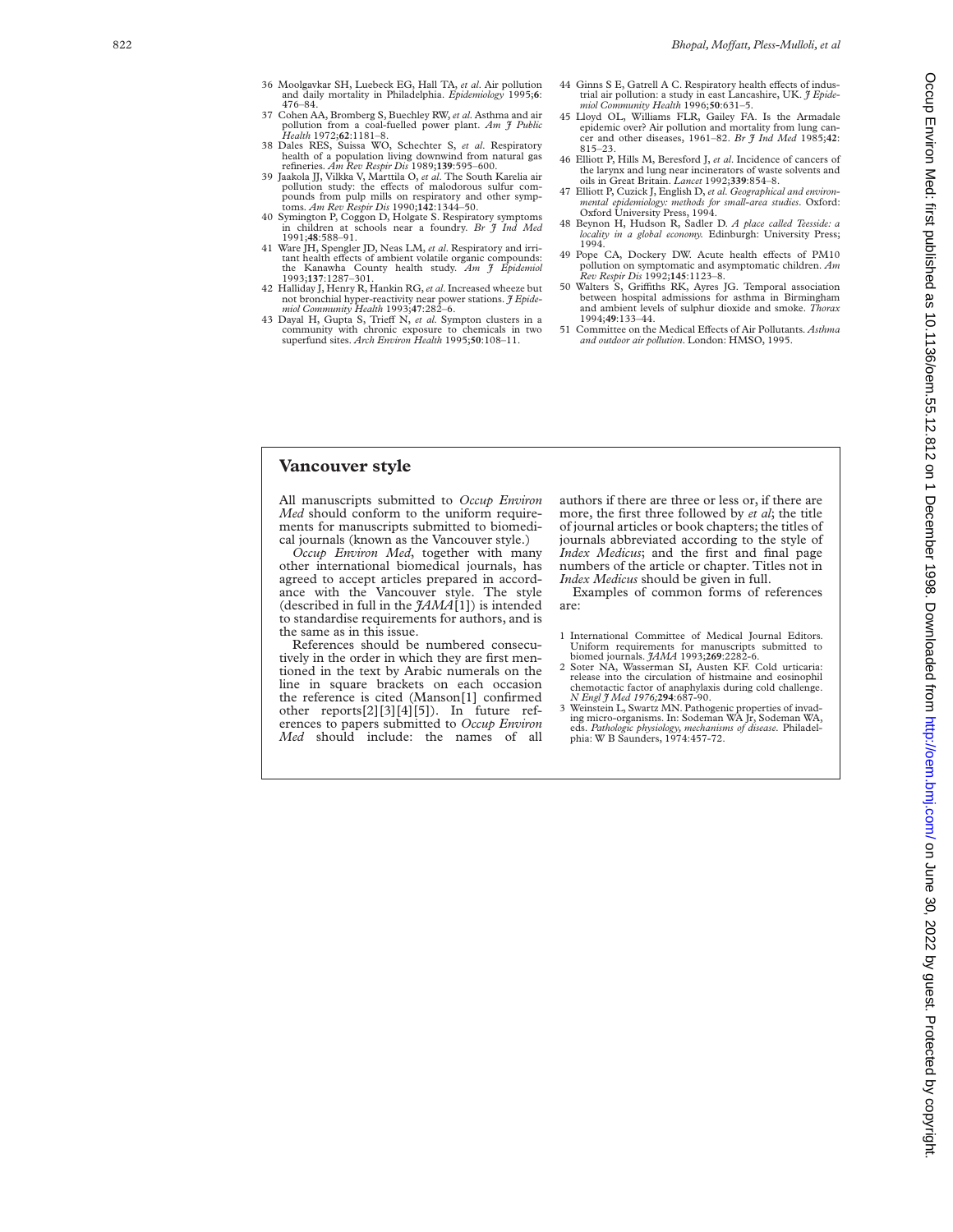36 Moolgavkar SH, Luebeck EG, Hall TA, *et al*. Air pollution and daily mortality in Philadelphia. *Epidemiology* 1995;**6**: 476–84.

37 Cohen AA, Bromberg S, Buechley RW, *et al*. Asthma and air pollution from a coal-fuelled power plant. *Am J Public Health* 1972;**62**:1181–8.

38 Dales RES, Suissa WO, Schechter S, *et al*. Respiratory health of a population living downwind from natural gas refineries. *Am Rev Respir Dis* 1989;**139**:595–600.

39 Jaakola JJ, Vilkka V, Marttila O, *et al*. The South Karelia air pollution study: the effects of malodorous sulfur compounds from pulp mills on respiratory and other symptoms. *Am Rev Respir Dis* 1990;**142**:1344–50.

40 Symington P, Coggon D, Holgate S. Respiratory symptoms in children at schools near a foundry. *Br J Ind Med* 1991;**48**:588–91.

41 Ware JH, Spengler JD, Neas LM, *et al*. Respiratory and irritant health effects of ambient volatile organic compounds: the Kanawha County health study. *Am J Epidemiol* 1993;**137**:1287–301.

42 Halliday J, Henry R, Hankin RG, *et al*. Increased wheeze but not bronchial hyper-reactivity near power stations. *J Epidemiol Community Health* 1993;**47**:282–6.

43 Dayal H, Gupta S, Trieff N, *et al*. Sympton clusters in a community with chronic exposure to chemicals in two superfund sites. *Arch Environ Health* 1995;**50**:108–11.

44 Ginns S E, Gatrell A C. Respiratory health effects of industrial air pollution: a study in east Lancashire, UK. *J Epidemiol Community Health* 1996;**50**:631–5.

45 Lloyd OL, Williams FLR, Gailey FA. Is the Armadale epidemic over? Air pollution and mortality from lung cancer and other diseases, 1961–82. *Br J Ind Med* 1985;**42**: 815–23.

46 Elliott P, Hills M, Beresford J, *et al*. Incidence of cancers of the larynx and lung near incinerators of waste solvents and oils in Great Britain. *Lancet* 1992;**339**:854–8.

47 Elliott P, Cuzick J, English D, *et al*. *Geographical and environmental epidemiology: methods for small-area studies*. Oxford: Oxford University Press, 1994.

48 Beynon H, Hudson R, Sadler D. *A place called Teesside: a locality in a global economy.* Edinburgh: University Press; 1994.

49 Pope CA, Dockery DW. Acute health effects of PM10 pollution on symptomatic and asymptomatic children. *Am Rev Respir Dis* 1992;**145**:1123–8.

50 Walters S, Griffiths RK, Ayres JG. Temporal association between hospital admissions for asthma in Birmingham and ambient levels of sulphur dioxide and smoke. *Thorax* 1994;**49**:133–44.

51 Committee on the Medical Effects of Air Pollutants. *Asthma and outdoor air pollution*. London: HMSO, 1995.

## Vancouver style

All manuscripts submitted to *Occup Environ Med* should conform to the uniform requirements for manuscripts submitted to biomedical journals (known as the Vancouver style.)

*Occup Environ Med*, together with many other international biomedical journals, has agreed to accept articles prepared in accordance with the Vancouver style. The style (described in full in the *JAMA*[1]) is intended to standardise requirements for authors, and is the same as in this issue.

References should be numbered consecutively in the order in which they are first mentioned in the text by Arabic numerals on the line in square brackets on each occasion the reference is cited (Manson[1] confirmed other reports[2][3][4][5]). In future references to papers submitted to *Occup Environ Med* should include: the names of all authors if there are three or less or, if there are more, the first three followed by *et al*; the title of journal articles or book chapters; the titles of journals abbreviated according to the style of *Index Medicus*; and the first and final page numbers of the article or chapter. Titles not in *Index Medicus* should be given in full.

Examples of common forms of references are:

1 International Committee of Medical Journal Editors. Uniform requirements for manuscripts submitted to biomed journals. *JAMA* 1993;**269**:2282-6.

2 Soter NA, Wasserman SI, Austen KF. Cold urticaria: release into the circulation of histmaine and eosinophil chemotactic factor of anaphylaxis during cold challenge. *N Engl J Med 1976*;**294**:687-90.

3 Weinstein L, Swartz MN. Pathogenic properties of invading micro-organisms. In: Sodeman WA Jr, Sodeman WA, eds. *Pathologic physiology, mechanisms of disease.* Philadelphia: W B Saunders, 1974:457-72.